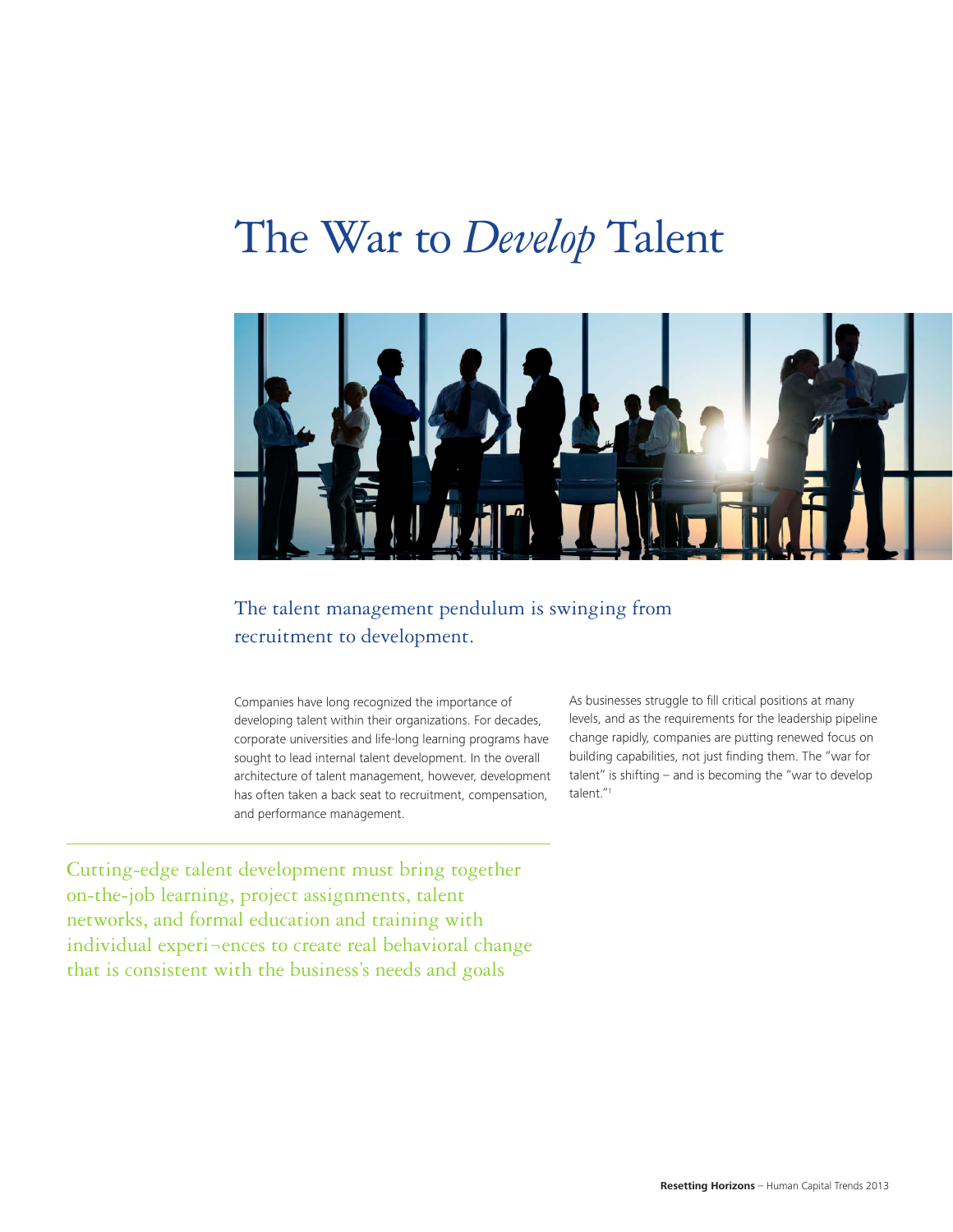# The War to *Develop* Talent

## The talent management pendulum is swinging from recruitment to development.

Companies have long recognized the importance of developing talent within their organizations. For decades, corporate universities and life-long learning programs have sought to lead internal talent development. In the overall architecture of talent management, however, development has often taken a back seat to recruitment, compensation, and performance management.

As businesses struggle to fill critical positions at many levels, and as the requirements for the leadership pipeline change rapidly, companies are putting renewed focus on building capabilities, not just finding them. The "war for talent" is shifting – and is becoming the "war to develop talent."[1]

Cutting-edge talent development must bring together on-the-job learning, project assignments, talent networks, and formal education and training with individual experi¬ences to create real behavioral change that is consistent with the business's needs and goals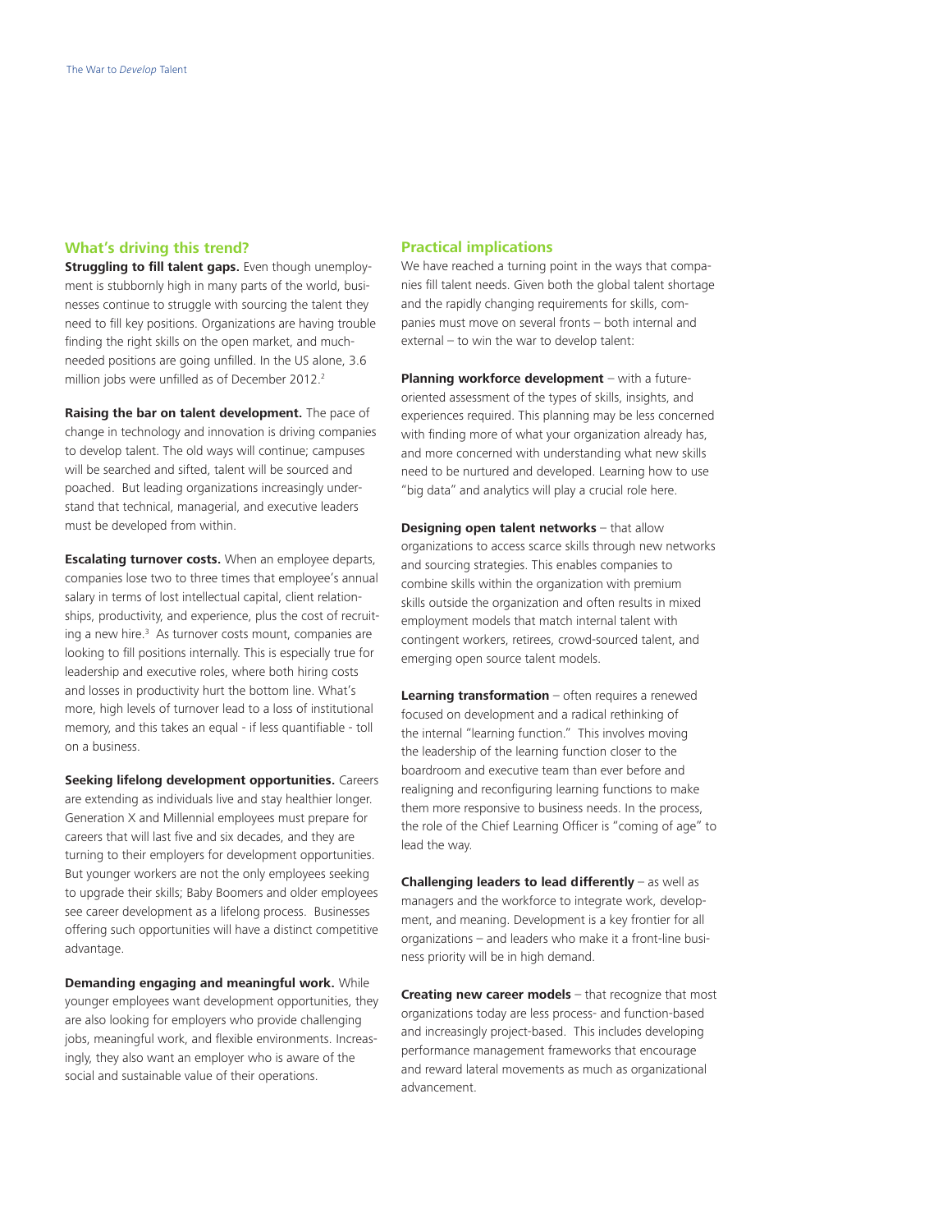## What's driving this trend?

**Struggling to fill talent gaps.** Even though unemployment is stubbornly high in many parts of the world, businesses continue to struggle with sourcing the talent they need to fill key positions. Organizations are having trouble finding the right skills on the open market, and much-needed positions are going unfilled. In the US alone, 3.6 million jobs were unfilled as of December 2012.[2]

**Raising the bar on talent development.** The pace of change in technology and innovation is driving companies to develop talent. The old ways will continue; campuses will be searched and sifted, talent will be sourced and poached. But leading organizations increasingly understand that technical, managerial, and executive leaders must be developed from within.

**Escalating turnover costs.** When an employee departs, companies lose two to three times that employee's annual salary in terms of lost intellectual capital, client relationships, productivity, and experience, plus the cost of recruiting a new hire.[3] As turnover costs mount, companies are looking to fill positions internally. This is especially true for leadership and executive roles, where both hiring costs and losses in productivity hurt the bottom line. What's more, high levels of turnover lead to a loss of institutional memory, and this takes an equal - if less quantifiable - toll on a business.

**Seeking lifelong development opportunities.** Careers are extending as individuals live and stay healthier longer. Generation X and Millennial employees must prepare for careers that will last five and six decades, and they are turning to their employers for development opportunities. But younger workers are not the only employees seeking to upgrade their skills; Baby Boomers and older employees see career development as a lifelong process. Businesses offering such opportunities will have a distinct competitive advantage.

**Demanding engaging and meaningful work.** While younger employees want development opportunities, they are also looking for employers who provide challenging jobs, meaningful work, and flexible environments. Increasingly, they also want an employer who is aware of the social and sustainable value of their operations.

## Practical implications

We have reached a turning point in the ways that companies fill talent needs. Given both the global talent shortage and the rapidly changing requirements for skills, companies must move on several fronts – both internal and external – to win the war to develop talent:

**Planning workforce development** – with a future-oriented assessment of the types of skills, insights, and experiences required. This planning may be less concerned with finding more of what your organization already has, and more concerned with understanding what new skills need to be nurtured and developed. Learning how to use "big data" and analytics will play a crucial role here.

**Designing open talent networks** – that allow organizations to access scarce skills through new networks and sourcing strategies. This enables companies to combine skills within the organization with premium skills outside the organization and often results in mixed employment models that match internal talent with contingent workers, retirees, crowd-sourced talent, and emerging open source talent models.

**Learning transformation** – often requires a renewed focused on development and a radical rethinking of the internal "learning function." This involves moving the leadership of the learning function closer to the boardroom and executive team than ever before and realigning and reconfiguring learning functions to make them more responsive to business needs. In the process, the role of the Chief Learning Officer is "coming of age" to lead the way.

**Challenging leaders to lead differently** – as well as managers and the workforce to integrate work, development, and meaning. Development is a key frontier for all organizations – and leaders who make it a front-line business priority will be in high demand.

**Creating new career models** – that recognize that most organizations today are less process- and function-based and increasingly project-based. This includes developing performance management frameworks that encourage and reward lateral movements as much as organizational advancement.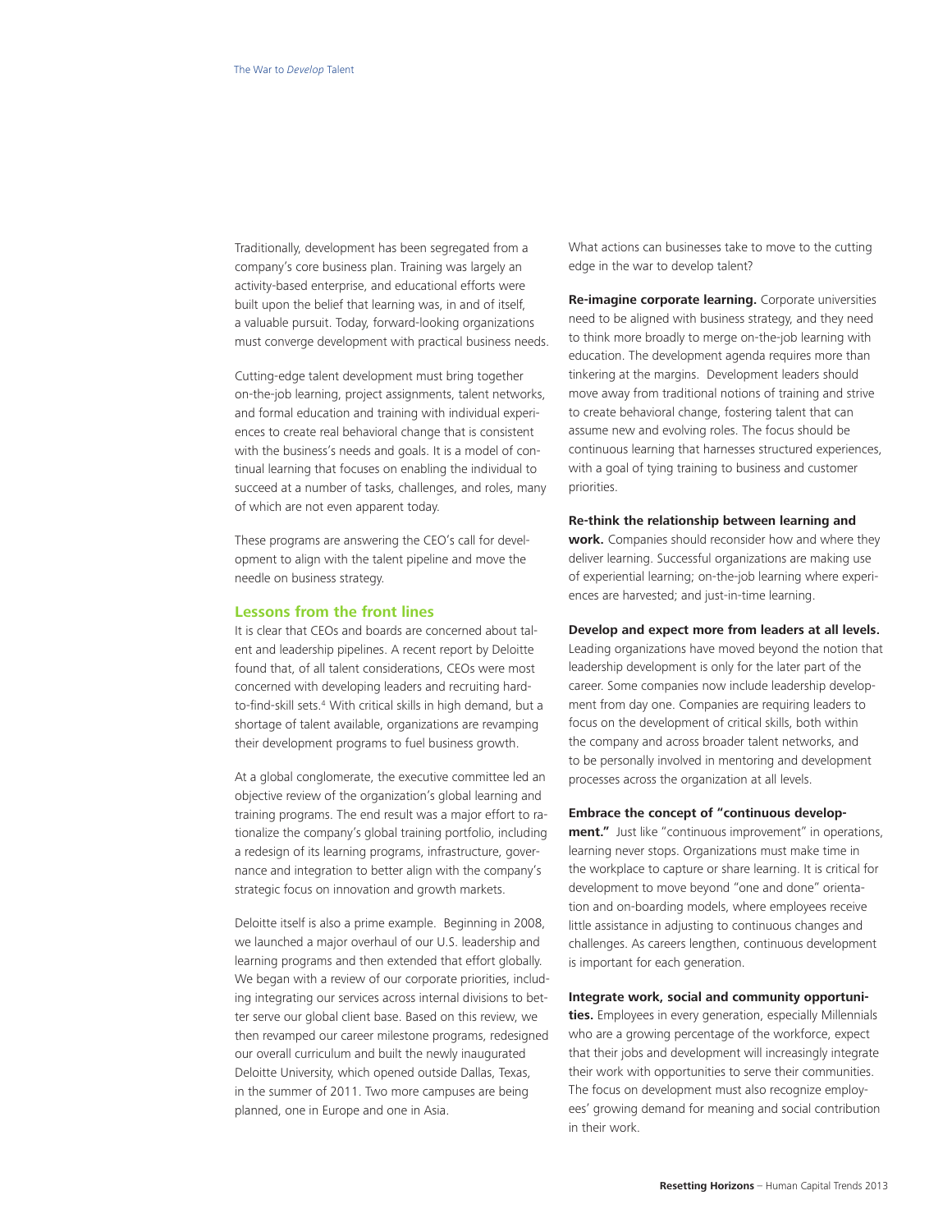Traditionally, development has been segregated from a company's core business plan. Training was largely an activity-based enterprise, and educational efforts were built upon the belief that learning was, in and of itself, a valuable pursuit. Today, forward-looking organizations must converge development with practical business needs.

Cutting-edge talent development must bring together on-the-job learning, project assignments, talent networks, and formal education and training with individual experiences to create real behavioral change that is consistent with the business's needs and goals. It is a model of continual learning that focuses on enabling the individual to succeed at a number of tasks, challenges, and roles, many of which are not even apparent today.

These programs are answering the CEO's call for development to align with the talent pipeline and move the needle on business strategy.

## Lessons from the front lines

It is clear that CEOs and boards are concerned about talent and leadership pipelines. A recent report by Deloitte found that, of all talent considerations, CEOs were most concerned with developing leaders and recruiting hard-to-find-skill sets.[4] With critical skills in high demand, but a shortage of talent available, organizations are revamping their development programs to fuel business growth.

At a global conglomerate, the executive committee led an objective review of the organization's global learning and training programs. The end result was a major effort to rationalize the company's global training portfolio, including a redesign of its learning programs, infrastructure, governance and integration to better align with the company's strategic focus on innovation and growth markets.

Deloitte itself is also a prime example. Beginning in 2008, we launched a major overhaul of our U.S. leadership and learning programs and then extended that effort globally. We began with a review of our corporate priorities, including integrating our services across internal divisions to better serve our global client base. Based on this review, we then revamped our career milestone programs, redesigned our overall curriculum and built the newly inaugurated Deloitte University, which opened outside Dallas, Texas, in the summer of 2011. Two more campuses are being planned, one in Europe and one in Asia.

What actions can businesses take to move to the cutting edge in the war to develop talent?

**Re-imagine corporate learning.** Corporate universities need to be aligned with business strategy, and they need to think more broadly to merge on-the-job learning with education. The development agenda requires more than tinkering at the margins. Development leaders should move away from traditional notions of training and strive to create behavioral change, fostering talent that can assume new and evolving roles. The focus should be continuous learning that harnesses structured experiences, with a goal of tying training to business and customer priorities.

**Re-think the relationship between learning and work.** Companies should reconsider how and where they deliver learning. Successful organizations are making use of experiential learning; on-the-job learning where experiences are harvested; and just-in-time learning.

**Develop and expect more from leaders at all levels.** Leading organizations have moved beyond the notion that leadership development is only for the later part of the career. Some companies now include leadership development from day one. Companies are requiring leaders to focus on the development of critical skills, both within the company and across broader talent networks, and to be personally involved in mentoring and development processes across the organization at all levels.

**Embrace the concept of "continuous development."** Just like "continuous improvement" in operations, learning never stops. Organizations must make time in the workplace to capture or share learning. It is critical for development to move beyond "one and done" orientation and on-boarding models, where employees receive little assistance in adjusting to continuous changes and challenges. As careers lengthen, continuous development is important for each generation.

**Integrate work, social and community opportunities.** Employees in every generation, especially Millennials who are a growing percentage of the workforce, expect that their jobs and development will increasingly integrate their work with opportunities to serve their communities. The focus on development must also recognize employees' growing demand for meaning and social contribution in their work.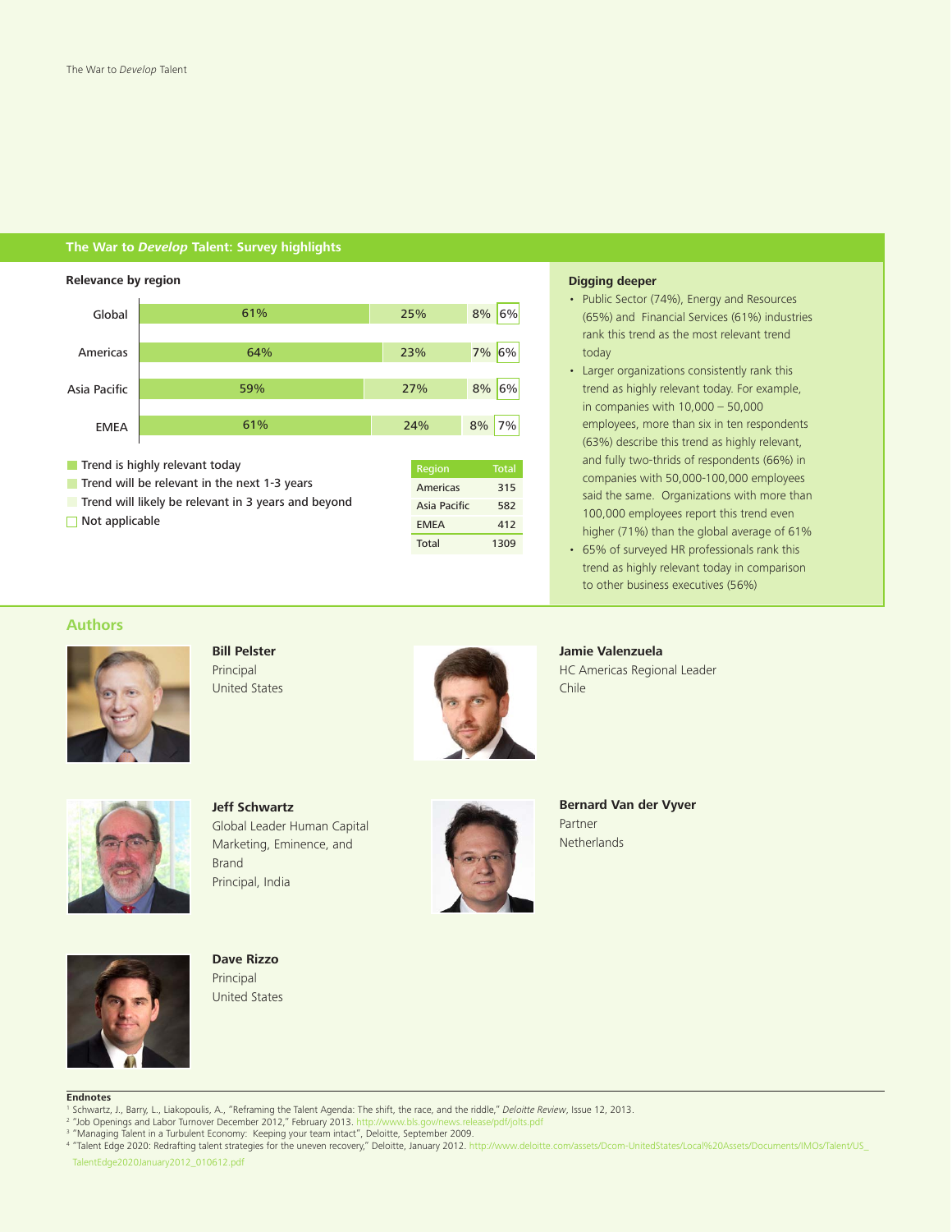## The War to *Develop* Talent: Survey highlights

### Relevance by region

Global 61% 25% 8% 6%

Americas 64% 23% 7% 6%

Asia Pacific 59% 27% 8% 6%

EMEA 61% 24% 8% 7%

Trend is highly relevant today
Trend will be relevant in the next 1-3 years
Trend will likely be relevant in 3 years and beyond
Not applicable

| Region | Total |
|---|---|
| Americas | 315 |
| Asia Pacific | 582 |
| EMEA | 412 |
| Total | 1309 |

### Digging deeper

- Public Sector (74%), Energy and Resources (65%) and Financial Services (61%) industries rank this trend as the most relevant trend today
- Larger organizations consistently rank this trend as highly relevant today. For example, in companies with 10,000 – 50,000 employees, more than six in ten respondents (63%) describe this trend as highly relevant, and fully two-thrids of respondents (66%) in companies with 50,000-100,000 employees said the same. Organizations with more than 100,000 employees report this trend even higher (71%) than the global average of 61%
- 65% of surveyed HR professionals rank this trend as highly relevant today in comparison to other business executives (56%)

## Authors

**Bill Pelster**
Principal
United States

**Jamie Valenzuela**
HC Americas Regional Leader
Chile

**Jeff Schwartz**
Global Leader Human Capital Marketing, Eminence, and Brand
Principal, India

**Bernard Van der Vyver**
Partner
Netherlands

**Dave Rizzo**
Principal
United States

### Endnotes

[1] Schwartz, J., Barry, L., Liakopoulis, A., "Reframing the Talent Agenda: The shift, the race, and the riddle," *Deloitte Review*, Issue 12, 2013.

[2] "Job Openings and Labor Turnover December 2012," February 2013. http://www.bls.gov/news.release/pdf/jolts.pdf

[3] "Managing Talent in a Turbulent Economy: Keeping your team intact", Deloitte, September 2009.

[4] "Talent Edge 2020: Redrafting talent strategies for the uneven recovery," Deloitte, January 2012. http://www.deloitte.com/assets/Dcom-UnitedStates/Local%20Assets/Documents/IMOs/Talent/US_TalentEdge2020January2012_010612.pdf